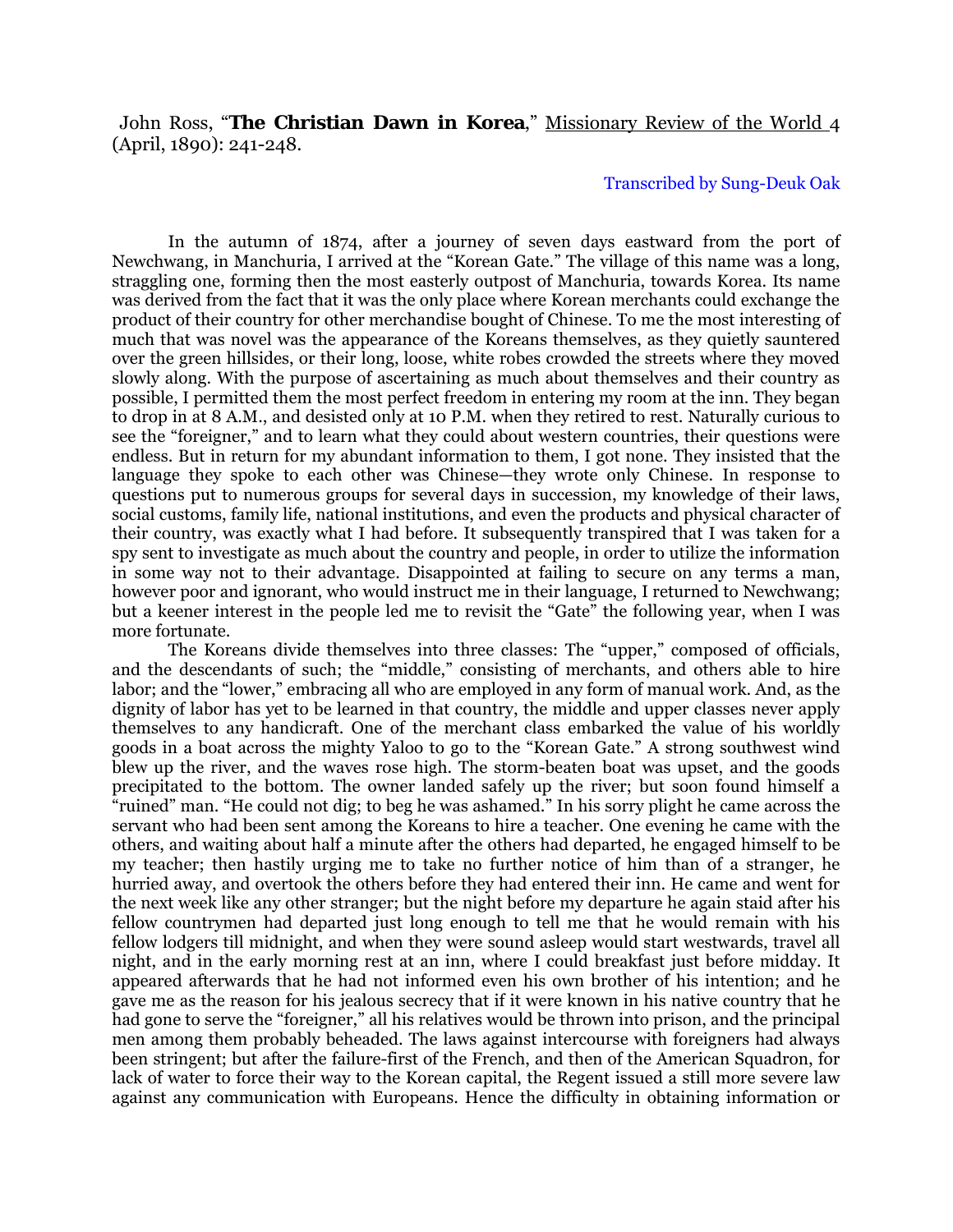John Ross, "**The Christian Dawn in Korea**," Missionary Review of the World 4 (April, 1890): 241-248.

Transcribed by Sung-Deuk Oak

In the autumn of 1874, after a journey of seven days eastward from the port of Newchwang, in Manchuria, I arrived at the "Korean Gate." The village of this name was a long, straggling one, forming then the most easterly outpost of Manchuria, towards Korea. Its name was derived from the fact that it was the only place where Korean merchants could exchange the product of their country for other merchandise bought of Chinese. To me the most interesting of much that was novel was the appearance of the Koreans themselves, as they quietly sauntered over the green hillsides, or their long, loose, white robes crowded the streets where they moved slowly along. With the purpose of ascertaining as much about themselves and their country as possible, I permitted them the most perfect freedom in entering my room at the inn. They began to drop in at 8 A.M., and desisted only at 10 P.M. when they retired to rest. Naturally curious to see the "foreigner," and to learn what they could about western countries, their questions were endless. But in return for my abundant information to them, I got none. They insisted that the language they spoke to each other was Chinese—they wrote only Chinese. In response to questions put to numerous groups for several days in succession, my knowledge of their laws, social customs, family life, national institutions, and even the products and physical character of their country, was exactly what I had before. It subsequently transpired that I was taken for a spy sent to investigate as much about the country and people, in order to utilize the information in some way not to their advantage. Disappointed at failing to secure on any terms a man, however poor and ignorant, who would instruct me in their language, I returned to Newchwang; but a keener interest in the people led me to revisit the "Gate" the following year, when I was more fortunate.

The Koreans divide themselves into three classes: The "upper," composed of officials, and the descendants of such; the "middle," consisting of merchants, and others able to hire labor; and the "lower," embracing all who are employed in any form of manual work. And, as the dignity of labor has yet to be learned in that country, the middle and upper classes never apply themselves to any handicraft. One of the merchant class embarked the value of his worldly goods in a boat across the mighty Yaloo to go to the "Korean Gate." A strong southwest wind blew up the river, and the waves rose high. The storm-beaten boat was upset, and the goods precipitated to the bottom. The owner landed safely up the river; but soon found himself a "ruined" man. "He could not dig; to beg he was ashamed." In his sorry plight he came across the servant who had been sent among the Koreans to hire a teacher. One evening he came with the others, and waiting about half a minute after the others had departed, he engaged himself to be my teacher; then hastily urging me to take no further notice of him than of a stranger, he hurried away, and overtook the others before they had entered their inn. He came and went for the next week like any other stranger; but the night before my departure he again staid after his fellow countrymen had departed just long enough to tell me that he would remain with his fellow lodgers till midnight, and when they were sound asleep would start westwards, travel all night, and in the early morning rest at an inn, where I could breakfast just before midday. It appeared afterwards that he had not informed even his own brother of his intention; and he gave me as the reason for his jealous secrecy that if it were known in his native country that he had gone to serve the "foreigner," all his relatives would be thrown into prison, and the principal men among them probably beheaded. The laws against intercourse with foreigners had always been stringent; but after the failure-first of the French, and then of the American Squadron, for lack of water to force their way to the Korean capital, the Regent issued a still more severe law against any communication with Europeans. Hence the difficulty in obtaining information or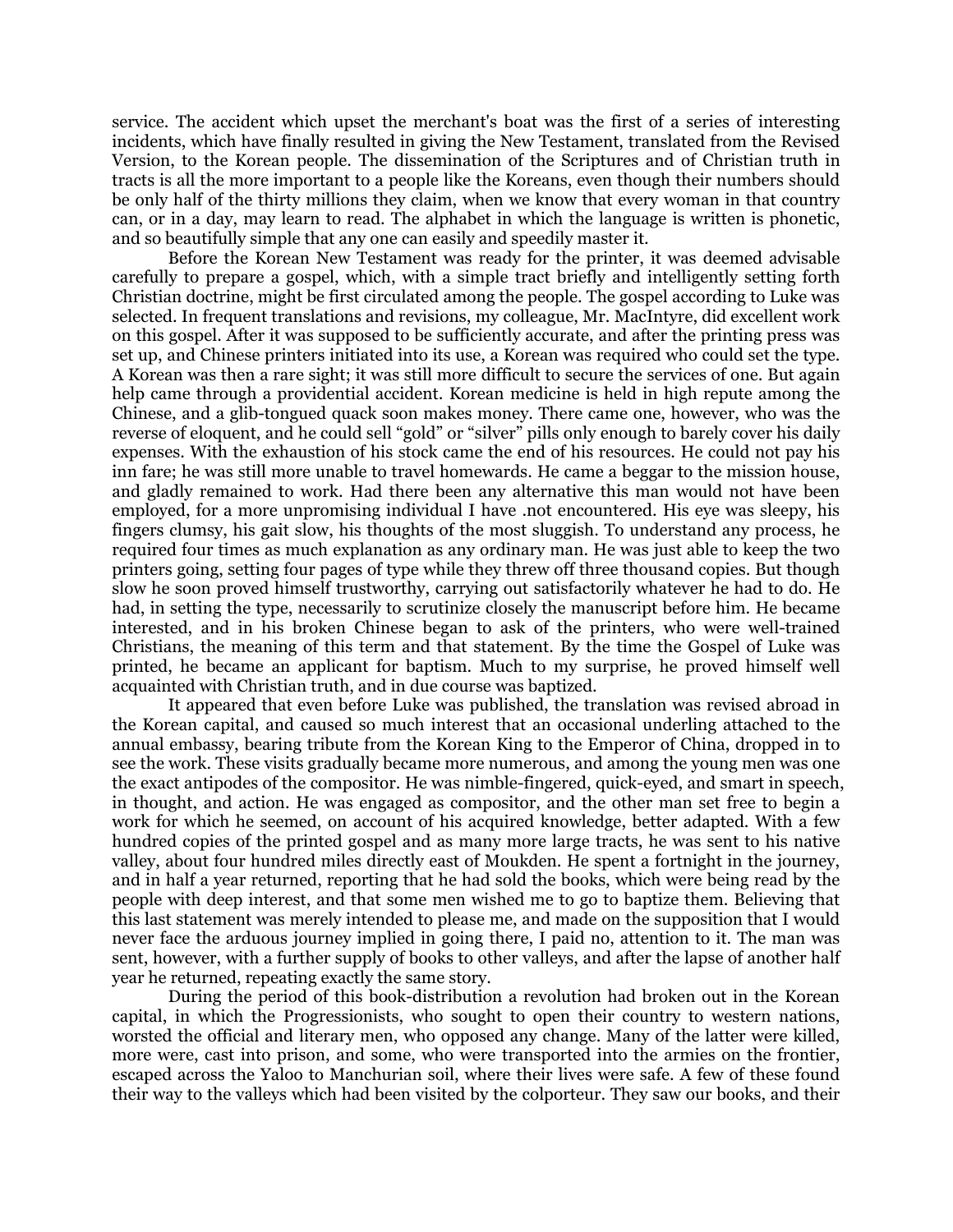service. The accident which upset the merchant's boat was the first of a series of interesting incidents, which have finally resulted in giving the New Testament, translated from the Revised Version, to the Korean people. The dissemination of the Scriptures and of Christian truth in tracts is all the more important to a people like the Koreans, even though their numbers should be only half of the thirty millions they claim, when we know that every woman in that country can, or in a day, may learn to read. The alphabet in which the language is written is phonetic, and so beautifully simple that any one can easily and speedily master it.

Before the Korean New Testament was ready for the printer, it was deemed advisable carefully to prepare a gospel, which, with a simple tract briefly and intelligently setting forth Christian doctrine, might be first circulated among the people. The gospel according to Luke was selected. In frequent translations and revisions, my colleague, Mr. MacIntyre, did excellent work on this gospel. After it was supposed to be sufficiently accurate, and after the printing press was set up, and Chinese printers initiated into its use, a Korean was required who could set the type. A Korean was then a rare sight; it was still more difficult to secure the services of one. But again help came through a providential accident. Korean medicine is held in high repute among the Chinese, and a glib-tongued quack soon makes money. There came one, however, who was the reverse of eloquent, and he could sell "gold" or "silver" pills only enough to barely cover his daily expenses. With the exhaustion of his stock came the end of his resources. He could not pay his inn fare; he was still more unable to travel homewards. He came a beggar to the mission house, and gladly remained to work. Had there been any alternative this man would not have been employed, for a more unpromising individual I have .not encountered. His eye was sleepy, his fingers clumsy, his gait slow, his thoughts of the most sluggish. To understand any process, he required four times as much explanation as any ordinary man. He was just able to keep the two printers going, setting four pages of type while they threw off three thousand copies. But though slow he soon proved himself trustworthy, carrying out satisfactorily whatever he had to do. He had, in setting the type, necessarily to scrutinize closely the manuscript before him. He became interested, and in his broken Chinese began to ask of the printers, who were well-trained Christians, the meaning of this term and that statement. By the time the Gospel of Luke was printed, he became an applicant for baptism. Much to my surprise, he proved himself well acquainted with Christian truth, and in due course was baptized.

It appeared that even before Luke was published, the translation was revised abroad in the Korean capital, and caused so much interest that an occasional underling attached to the annual embassy, bearing tribute from the Korean King to the Emperor of China, dropped in to see the work. These visits gradually became more numerous, and among the young men was one the exact antipodes of the compositor. He was nimble-fingered, quick-eyed, and smart in speech, in thought, and action. He was engaged as compositor, and the other man set free to begin a work for which he seemed, on account of his acquired knowledge, better adapted. With a few hundred copies of the printed gospel and as many more large tracts, he was sent to his native valley, about four hundred miles directly east of Moukden. He spent a fortnight in the journey, and in half a year returned, reporting that he had sold the books, which were being read by the people with deep interest, and that some men wished me to go to baptize them. Believing that this last statement was merely intended to please me, and made on the supposition that I would never face the arduous journey implied in going there, I paid no, attention to it. The man was sent, however, with a further supply of books to other valleys, and after the lapse of another half year he returned, repeating exactly the same story.

During the period of this book-distribution a revolution had broken out in the Korean capital, in which the Progressionists, who sought to open their country to western nations, worsted the official and literary men, who opposed any change. Many of the latter were killed, more were, cast into prison, and some, who were transported into the armies on the frontier, escaped across the Yaloo to Manchurian soil, where their lives were safe. A few of these found their way to the valleys which had been visited by the colporteur. They saw our books, and their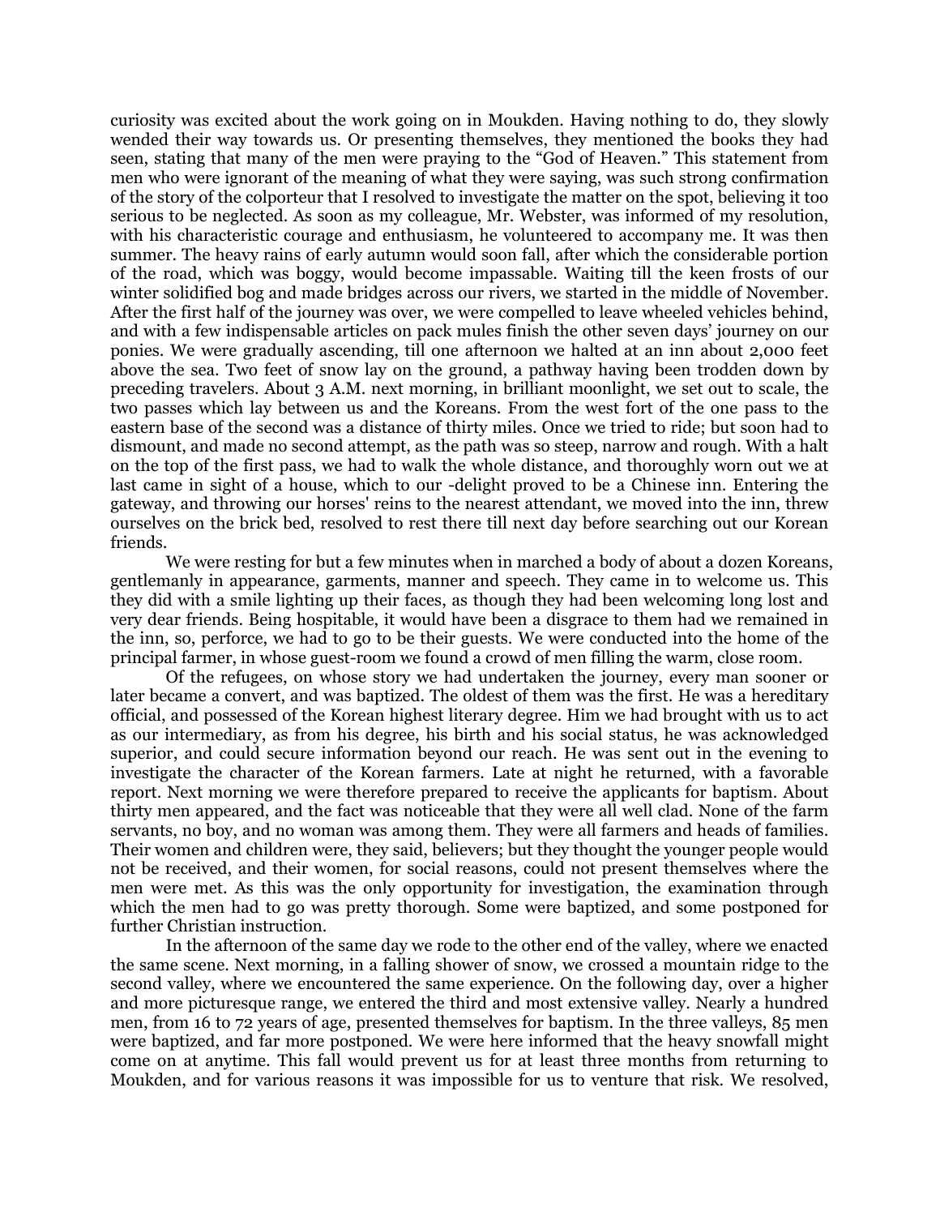curiosity was excited about the work going on in Moukden. Having nothing to do, they slowly wended their way towards us. Or presenting themselves, they mentioned the books they had seen, stating that many of the men were praying to the "God of Heaven." This statement from men who were ignorant of the meaning of what they were saying, was such strong confirmation of the story of the colporteur that I resolved to investigate the matter on the spot, believing it too serious to be neglected. As soon as my colleague, Mr. Webster, was informed of my resolution, with his characteristic courage and enthusiasm, he volunteered to accompany me. It was then summer. The heavy rains of early autumn would soon fall, after which the considerable portion of the road, which was boggy, would become impassable. Waiting till the keen frosts of our winter solidified bog and made bridges across our rivers, we started in the middle of November. After the first half of the journey was over, we were compelled to leave wheeled vehicles behind, and with a few indispensable articles on pack mules finish the other seven days' journey on our ponies. We were gradually ascending, till one afternoon we halted at an inn about 2,000 feet above the sea. Two feet of snow lay on the ground, a pathway having been trodden down by preceding travelers. About 3 A.M. next morning, in brilliant moonlight, we set out to scale, the two passes which lay between us and the Koreans. From the west fort of the one pass to the eastern base of the second was a distance of thirty miles. Once we tried to ride; but soon had to dismount, and made no second attempt, as the path was so steep, narrow and rough. With a halt on the top of the first pass, we had to walk the whole distance, and thoroughly worn out we at last came in sight of a house, which to our -delight proved to be a Chinese inn. Entering the gateway, and throwing our horses' reins to the nearest attendant, we moved into the inn, threw ourselves on the brick bed, resolved to rest there till next day before searching out our Korean friends.

We were resting for but a few minutes when in marched a body of about a dozen Koreans, gentlemanly in appearance, garments, manner and speech. They came in to welcome us. This they did with a smile lighting up their faces, as though they had been welcoming long lost and very dear friends. Being hospitable, it would have been a disgrace to them had we remained in the inn, so, perforce, we had to go to be their guests. We were conducted into the home of the principal farmer, in whose guest-room we found a crowd of men filling the warm, close room.

Of the refugees, on whose story we had undertaken the journey, every man sooner or later became a convert, and was baptized. The oldest of them was the first. He was a hereditary official, and possessed of the Korean highest literary degree. Him we had brought with us to act as our intermediary, as from his degree, his birth and his social status, he was acknowledged superior, and could secure information beyond our reach. He was sent out in the evening to investigate the character of the Korean farmers. Late at night he returned, with a favorable report. Next morning we were therefore prepared to receive the applicants for baptism. About thirty men appeared, and the fact was noticeable that they were all well clad. None of the farm servants, no boy, and no woman was among them. They were all farmers and heads of families. Their women and children were, they said, believers; but they thought the younger people would not be received, and their women, for social reasons, could not present themselves where the men were met. As this was the only opportunity for investigation, the examination through which the men had to go was pretty thorough. Some were baptized, and some postponed for further Christian instruction.

In the afternoon of the same day we rode to the other end of the valley, where we enacted the same scene. Next morning, in a falling shower of snow, we crossed a mountain ridge to the second valley, where we encountered the same experience. On the following day, over a higher and more picturesque range, we entered the third and most extensive valley. Nearly a hundred men, from 16 to 72 years of age, presented themselves for baptism. In the three valleys, 85 men were baptized, and far more postponed. We were here informed that the heavy snowfall might come on at anytime. This fall would prevent us for at least three months from returning to Moukden, and for various reasons it was impossible for us to venture that risk. We resolved,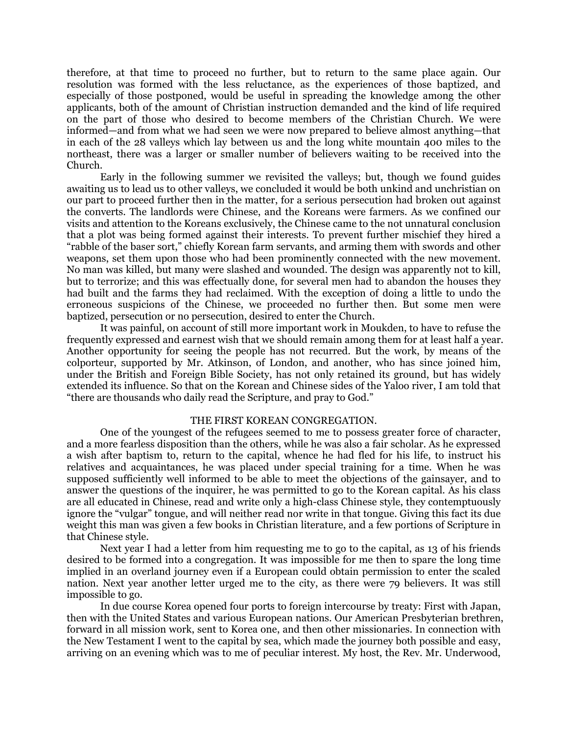therefore, at that time to proceed no further, but to return to the same place again. Our resolution was formed with the less reluctance, as the experiences of those baptized, and especially of those postponed, would be useful in spreading the knowledge among the other applicants, both of the amount of Christian instruction demanded and the kind of life required on the part of those who desired to become members of the Christian Church. We were informed—and from what we had seen we were now prepared to believe almost anything—that in each of the 28 valleys which lay between us and the long white mountain 400 miles to the northeast, there was a larger or smaller number of believers waiting to be received into the Church.

Early in the following summer we revisited the valleys; but, though we found guides awaiting us to lead us to other valleys, we concluded it would be both unkind and unchristian on our part to proceed further then in the matter, for a serious persecution had broken out against the converts. The landlords were Chinese, and the Koreans were farmers. As we confined our visits and attention to the Koreans exclusively, the Chinese came to the not unnatural conclusion that a plot was being formed against their interests. To prevent further mischief they hired a "rabble of the baser sort," chiefly Korean farm servants, and arming them with swords and other weapons, set them upon those who had been prominently connected with the new movement. No man was killed, but many were slashed and wounded. The design was apparently not to kill, but to terrorize; and this was effectually done, for several men had to abandon the houses they had built and the farms they had reclaimed. With the exception of doing a little to undo the erroneous suspicions of the Chinese, we proceeded no further then. But some men were baptized, persecution or no persecution, desired to enter the Church.

It was painful, on account of still more important work in Moukden, to have to refuse the frequently expressed and earnest wish that we should remain among them for at least half a year. Another opportunity for seeing the people has not recurred. But the work, by means of the colporteur, supported by Mr. Atkinson, of London, and another, who has since joined him, under the British and Foreign Bible Society, has not only retained its ground, but has widely extended its influence. So that on the Korean and Chinese sides of the Yaloo river, I am told that "there are thousands who daily read the Scripture, and pray to God."

## THE FIRST KOREAN CONGREGATION.

One of the youngest of the refugees seemed to me to possess greater force of character, and a more fearless disposition than the others, while he was also a fair scholar. As he expressed a wish after baptism to, return to the capital, whence he had fled for his life, to instruct his relatives and acquaintances, he was placed under special training for a time. When he was supposed sufficiently well informed to be able to meet the objections of the gainsayer, and to answer the questions of the inquirer, he was permitted to go to the Korean capital. As his class are all educated in Chinese, read and write only a high-class Chinese style, they contemptuously ignore the "vulgar" tongue, and will neither read nor write in that tongue. Giving this fact its due weight this man was given a few books in Christian literature, and a few portions of Scripture in that Chinese style.

Next year I had a letter from him requesting me to go to the capital, as 13 of his friends desired to be formed into a congregation. It was impossible for me then to spare the long time implied in an overland journey even if a European could obtain permission to enter the scaled nation. Next year another letter urged me to the city, as there were 79 believers. It was still impossible to go.

In due course Korea opened four ports to foreign intercourse by treaty: First with Japan, then with the United States and various European nations. Our American Presbyterian brethren, forward in all mission work, sent to Korea one, and then other missionaries. In connection with the New Testament I went to the capital by sea, which made the journey both possible and easy, arriving on an evening which was to me of peculiar interest. My host, the Rev. Mr. Underwood,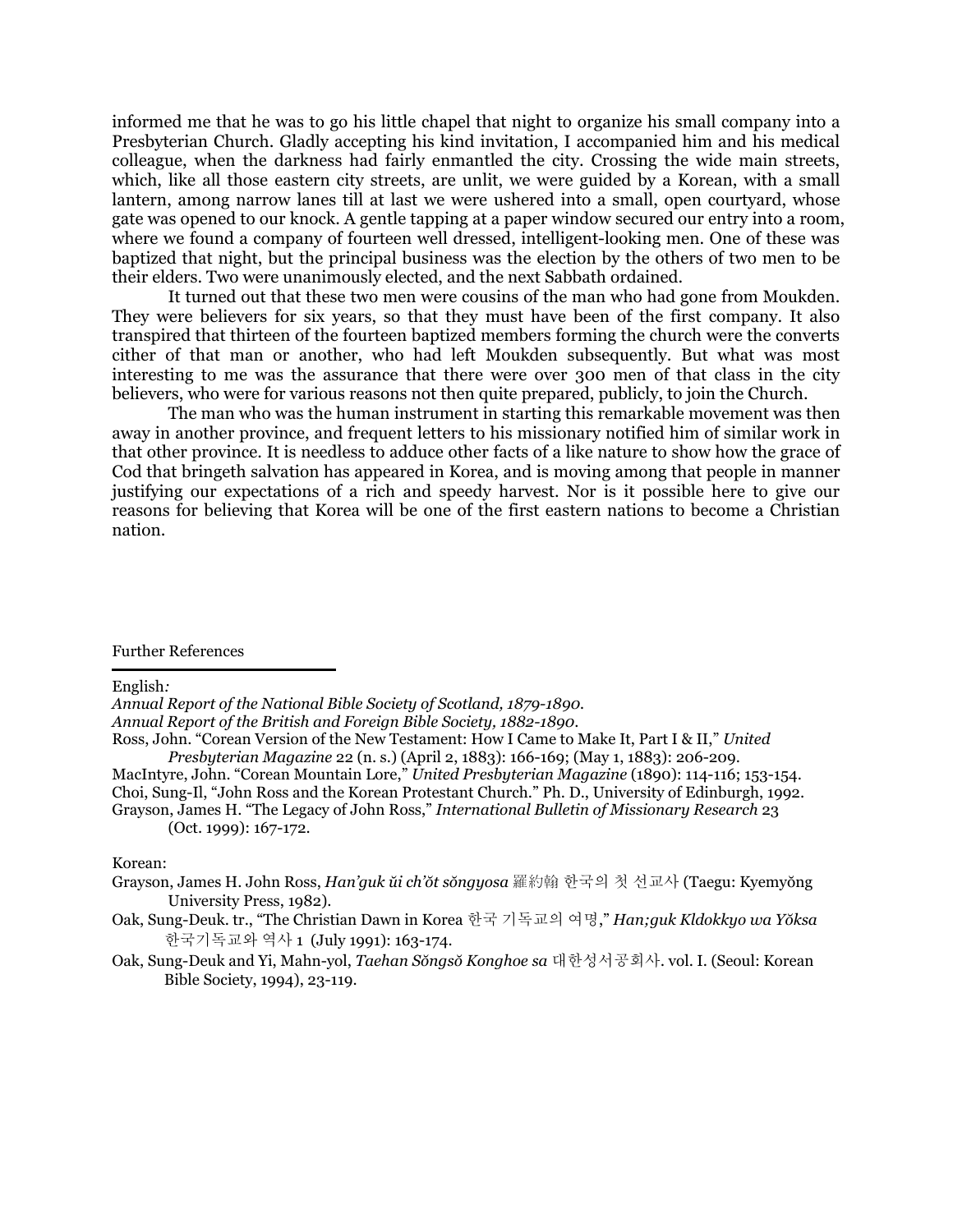informed me that he was to go his little chapel that night to organize his small company into a Presbyterian Church. Gladly accepting his kind invitation, I accompanied him and his medical colleague, when the darkness had fairly enmantled the city. Crossing the wide main streets, which, like all those eastern city streets, are unlit, we were guided by a Korean, with a small lantern, among narrow lanes till at last we were ushered into a small, open courtyard, whose gate was opened to our knock. A gentle tapping at a paper window secured our entry into a room, where we found a company of fourteen well dressed, intelligent-looking men. One of these was baptized that night, but the principal business was the election by the others of two men to be their elders. Two were unanimously elected, and the next Sabbath ordained.

It turned out that these two men were cousins of the man who had gone from Moukden. They were believers for six years, so that they must have been of the first company. It also transpired that thirteen of the fourteen baptized members forming the church were the converts cither of that man or another, who had left Moukden subsequently. But what was most interesting to me was the assurance that there were over 300 men of that class in the city believers, who were for various reasons not then quite prepared, publicly, to join the Church.

The man who was the human instrument in starting this remarkable movement was then away in another province, and frequent letters to his missionary notified him of similar work in that other province. It is needless to adduce other facts of a like nature to show how the grace of Cod that bringeth salvation has appeared in Korea, and is moving among that people in manner justifying our expectations of a rich and speedy harvest. Nor is it possible here to give our reasons for believing that Korea will be one of the first eastern nations to become a Christian nation.

Further References

English:

*Annual Report of the National Bible Society of Scotland, 1879-1890.*

*Annual Report of the British and Foreign Bible Society, 1882-1890.*

Ross, John. "Corean Version of the New Testament: How I Came to Make It, Part I & II," *United Presbyterian Magazine* 22 (n. s.) (April 2, 1883): 166-169; (May 1, 1883): 206-209.

MacIntyre, John. "Corean Mountain Lore," *United Presbyterian Magazine* (1890): 114-116; 153-154.

Choi, Sung-Il, "John Ross and the Korean Protestant Church." Ph. D., University of Edinburgh, 1992.

Grayson, James H. "The Legacy of John Ross," *International Bulletin of Missionary Research* 23 (Oct. 1999): 167-172.

Korean:

Grayson, James H. John Ross, *Han'guk ŭi ch'ŏt sŏngyosa* 羅約翰 한국의 첫 선교사 (Taegu: Kyemyŏng University Press, 1982).

Oak, Sung-Deuk. tr., "The Christian Dawn in Korea 한국 기독교의 여명," *Han;guk Kldokkyo wa Yŏksa* 한국기독교와 역사 1 (July 1991): 163-174.

Oak, Sung-Deuk and Yi, Mahn-yol, *Taehan Sŏngsŏ Konghoe sa* 대한성서공회사. vol. I. (Seoul: Korean Bible Society, 1994), 23-119.